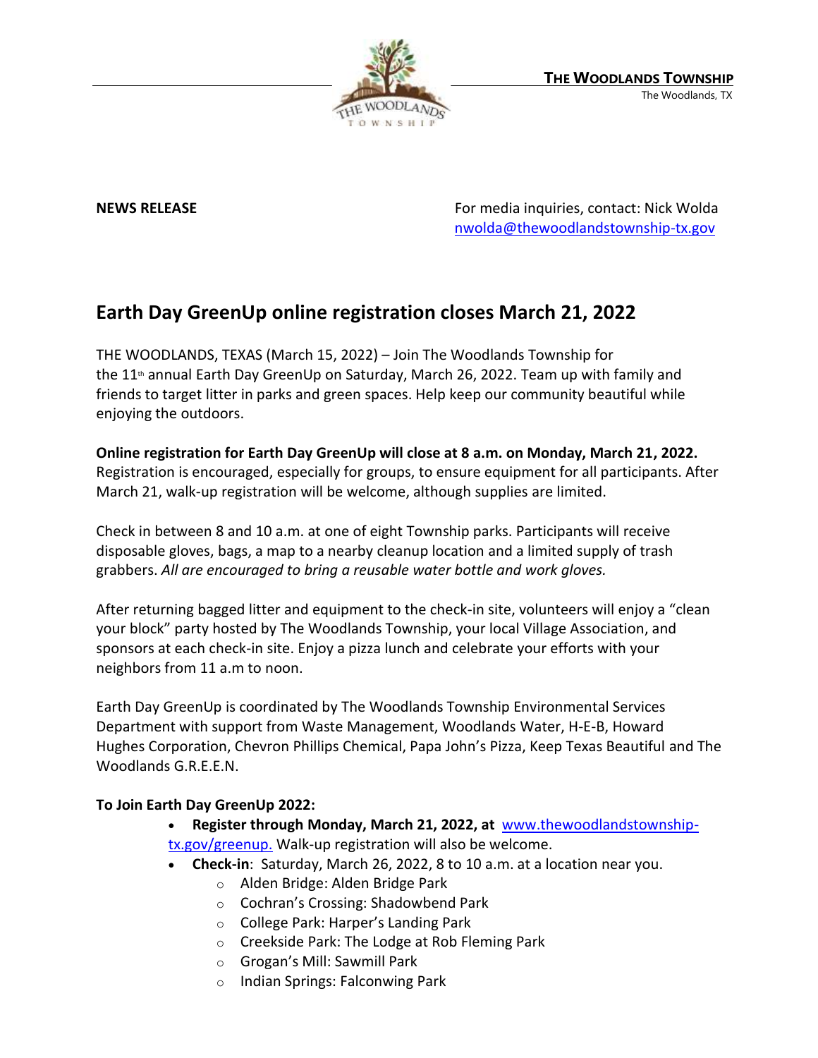**THE WOODLANDS TOWNSHIP**
The Woodlands, TX

**NEWS RELEASE**

For media inquiries, contact: Nick Wolda
nwolda@thewoodlandstownship-tx.gov

# Earth Day GreenUp online registration closes March 21, 2022

THE WOODLANDS, TEXAS (March 15, 2022) – Join The Woodlands Township for the 11th annual Earth Day GreenUp on Saturday, March 26, 2022. Team up with family and friends to target litter in parks and green spaces. Help keep our community beautiful while enjoying the outdoors.

**Online registration for Earth Day GreenUp will close at 8 a.m. on Monday, March 21, 2022.** Registration is encouraged, especially for groups, to ensure equipment for all participants. After March 21, walk-up registration will be welcome, although supplies are limited.

Check in between 8 and 10 a.m. at one of eight Township parks. Participants will receive disposable gloves, bags, a map to a nearby cleanup location and a limited supply of trash grabbers. *All are encouraged to bring a reusable water bottle and work gloves.*

After returning bagged litter and equipment to the check-in site, volunteers will enjoy a "clean your block" party hosted by The Woodlands Township, your local Village Association, and sponsors at each check-in site. Enjoy a pizza lunch and celebrate your efforts with your neighbors from 11 a.m to noon.

Earth Day GreenUp is coordinated by The Woodlands Township Environmental Services Department with support from Waste Management, Woodlands Water, H-E-B, Howard Hughes Corporation, Chevron Phillips Chemical, Papa John's Pizza, Keep Texas Beautiful and The Woodlands G.R.E.E.N.

**To Join Earth Day GreenUp 2022:**

- **Register through Monday, March 21, 2022, at** www.thewoodlandstownship-tx.gov/greenup. Walk-up registration will also be welcome.
- **Check-in**: Saturday, March 26, 2022, 8 to 10 a.m. at a location near you.
  - Alden Bridge: Alden Bridge Park
  - Cochran's Crossing: Shadowbend Park
  - College Park: Harper's Landing Park
  - Creekside Park: The Lodge at Rob Fleming Park
  - Grogan's Mill: Sawmill Park
  - Indian Springs: Falconwing Park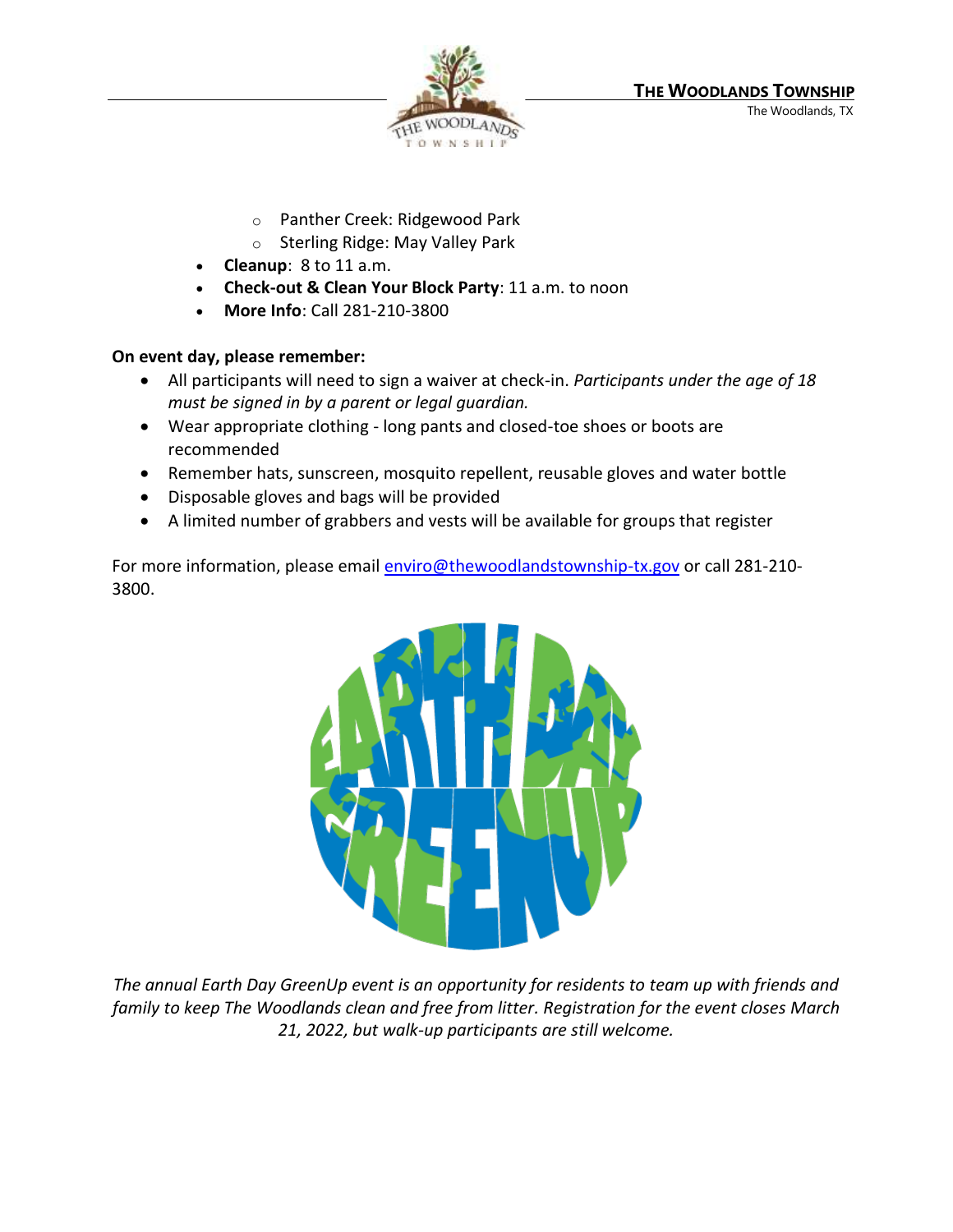- Panther Creek: Ridgewood Park
- Sterling Ridge: May Valley Park

- **Cleanup**: 8 to 11 a.m.
- **Check-out & Clean Your Block Party**: 11 a.m. to noon
- **More Info**: Call 281-210-3800

**On event day, please remember:**

- All participants will need to sign a waiver at check-in. *Participants under the age of 18 must be signed in by a parent or legal guardian.*
- Wear appropriate clothing - long pants and closed-toe shoes or boots are recommended
- Remember hats, sunscreen, mosquito repellent, reusable gloves and water bottle
- Disposable gloves and bags will be provided
- A limited number of grabbers and vests will be available for groups that register

For more information, please email enviro@thewoodlandstownship-tx.gov or call 281-210-3800.

*The annual Earth Day GreenUp event is an opportunity for residents to team up with friends and family to keep The Woodlands clean and free from litter. Registration for the event closes March 21, 2022, but walk-up participants are still welcome.*